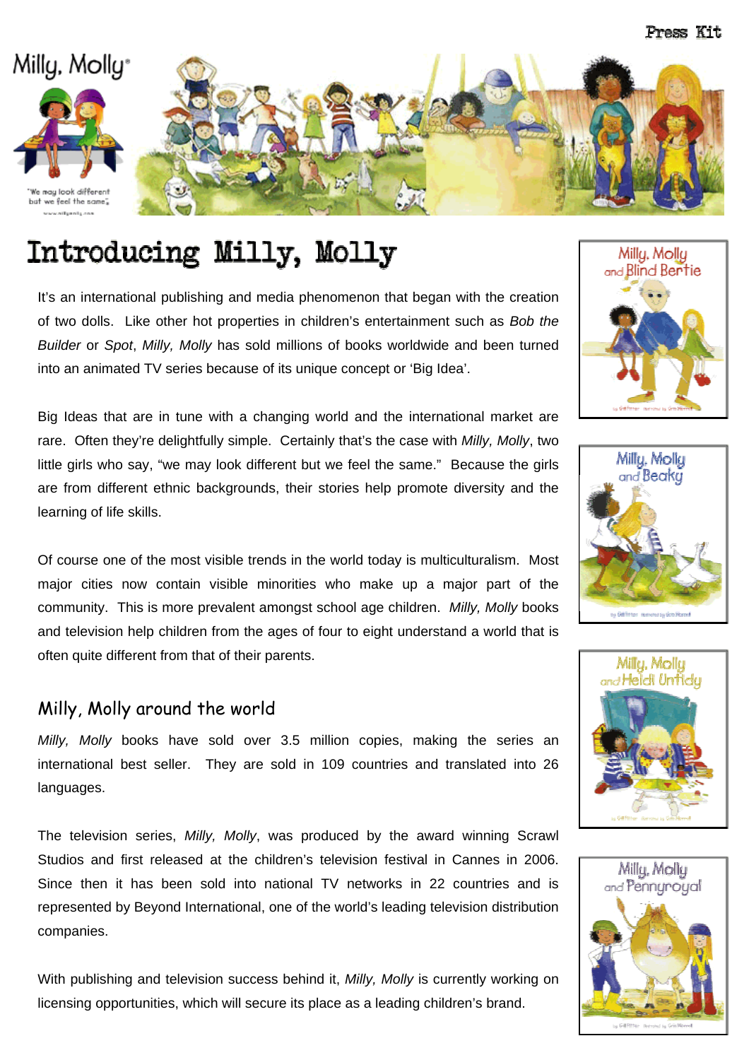Press Kit

Milly, Molly

"We may look different but we feel the same"

# Introducing Milly, Molly

It's an international publishing and media phenomenon that began with the creation of two dolls. Like other hot properties in children's entertainment such as *Bob the Builder* or *Spot*, *Milly, Molly* has sold millions of books worldwide and been turned into an animated TV series because of its unique concept or 'Big Idea'.

Big Ideas that are in tune with a changing world and the international market are rare. Often they're delightfully simple. Certainly that's the case with *Milly, Molly*, two little girls who say, "we may look different but we feel the same." Because the girls are from different ethnic backgrounds, their stories help promote diversity and the learning of life skills.

Of course one of the most visible trends in the world today is multiculturalism. Most major cities now contain visible minorities who make up a major part of the community. This is more prevalent amongst school age children. *Milly, Molly* books and television help children from the ages of four to eight understand a world that is often quite different from that of their parents.

## Milly, Molly around the world

*Milly, Molly* books have sold over 3.5 million copies, making the series an international best seller. They are sold in 109 countries and translated into 26 languages.

The television series, *Milly, Molly*, was produced by the award winning Scrawl Studios and first released at the children's television festival in Cannes in 2006. Since then it has been sold into national TV networks in 22 countries and is represented by Beyond International, one of the world's leading television distribution companies.

With publishing and television success behind it, *Milly, Molly* is currently working on licensing opportunities, which will secure its place as a leading children's brand.

Milly, Molly and Blind Bertie

Milly, Molly and Beaky

Milly, Molly and Heidi Untidy

Milly, Molly and Pennyroyal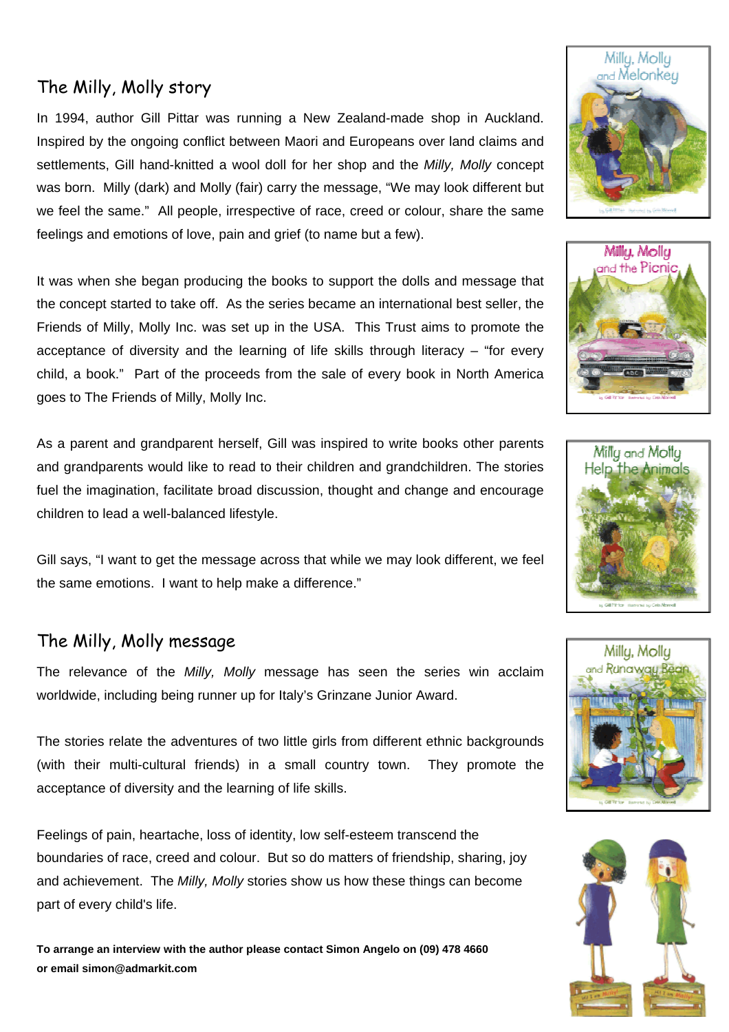## The Milly, Molly story

In 1994, author Gill Pittar was running a New Zealand-made shop in Auckland. Inspired by the ongoing conflict between Maori and Europeans over land claims and settlements, Gill hand-knitted a wool doll for her shop and the *Milly, Molly* concept was born. Milly (dark) and Molly (fair) carry the message, "We may look different but we feel the same." All people, irrespective of race, creed or colour, share the same feelings and emotions of love, pain and grief (to name but a few).

It was when she began producing the books to support the dolls and message that the concept started to take off. As the series became an international best seller, the Friends of Milly, Molly Inc. was set up in the USA. This Trust aims to promote the acceptance of diversity and the learning of life skills through literacy – "for every child, a book." Part of the proceeds from the sale of every book in North America goes to The Friends of Milly, Molly Inc.

As a parent and grandparent herself, Gill was inspired to write books other parents and grandparents would like to read to their children and grandchildren. The stories fuel the imagination, facilitate broad discussion, thought and change and encourage children to lead a well-balanced lifestyle.

Gill says, "I want to get the message across that while we may look different, we feel the same emotions. I want to help make a difference."

## The Milly, Molly message

The relevance of the *Milly, Molly* message has seen the series win acclaim worldwide, including being runner up for Italy's Grinzane Junior Award.

The stories relate the adventures of two little girls from different ethnic backgrounds (with their multi-cultural friends) in a small country town. They promote the acceptance of diversity and the learning of life skills.

Feelings of pain, heartache, loss of identity, low self-esteem transcend the boundaries of race, creed and colour. But so do matters of friendship, sharing, joy and achievement. The *Milly, Molly* stories show us how these things can become part of every child's life.

**To arrange an interview with the author please contact Simon Angelo on (09) 478 4660 or email simon@admarkit.com**